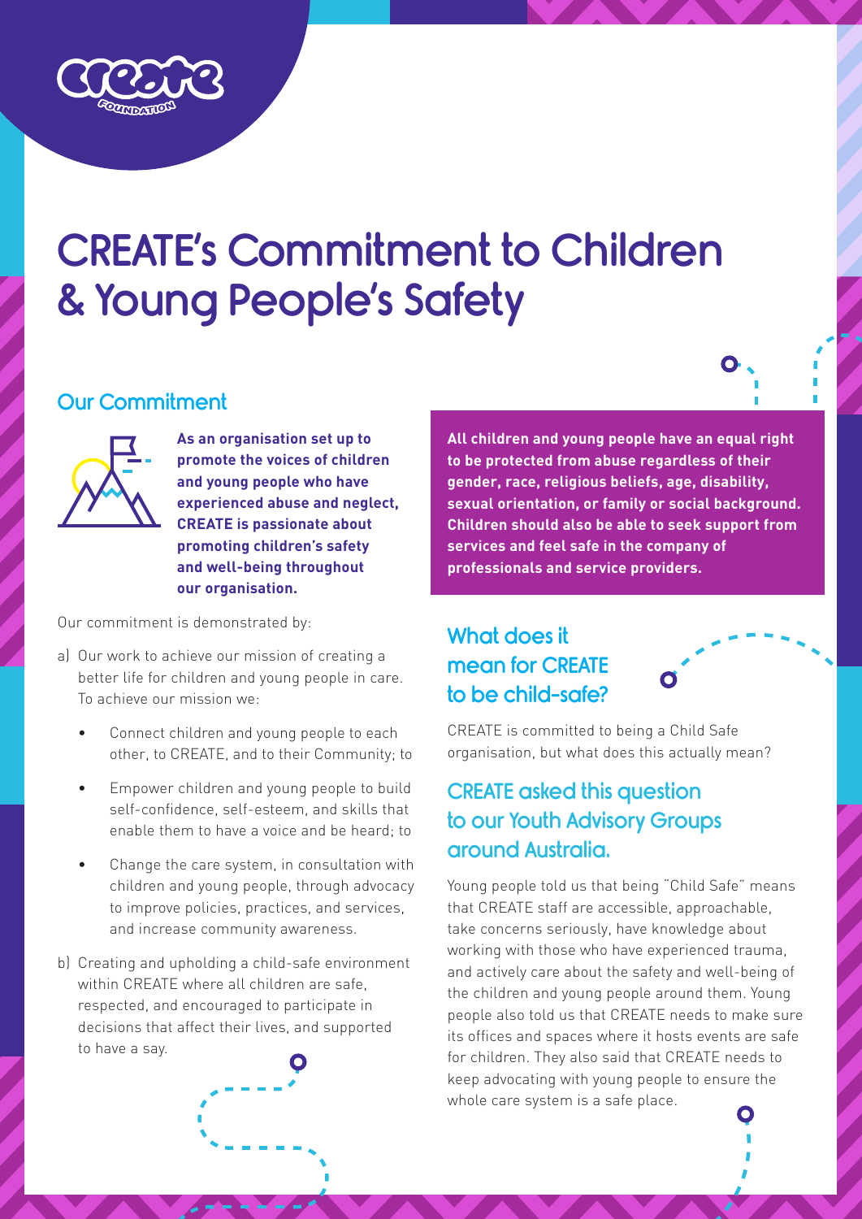# CREATE's Commitment to Children & Young People's Safety

## Our Commitment

**As an organisation set up to promote the voices of children and young people who have experienced abuse and neglect, CREATE is passionate about promoting children's safety and well-being throughout our organisation.**

Our commitment is demonstrated by:

a) Our work to achieve our mission of creating a better life for children and young people in care. To achieve our mission we:

- Connect children and young people to each other, to CREATE, and to their Community; to
- Empower children and young people to build self-confidence, self-esteem, and skills that enable them to have a voice and be heard; to
- Change the care system, in consultation with children and young people, through advocacy to improve policies, practices, and services, and increase community awareness.

b) Creating and upholding a child-safe environment within CREATE where all children are safe, respected, and encouraged to participate in decisions that affect their lives, and supported to have a say.

**All children and young people have an equal right to be protected from abuse regardless of their gender, race, religious beliefs, age, disability, sexual orientation, or family or social background. Children should also be able to seek support from services and feel safe in the company of professionals and service providers.**

## What does it mean for CREATE to be child-safe?

CREATE is committed to being a Child Safe organisation, but what does this actually mean?

### CREATE asked this question to our Youth Advisory Groups around Australia.

Young people told us that being "Child Safe" means that CREATE staff are accessible, approachable, take concerns seriously, have knowledge about working with those who have experienced trauma, and actively care about the safety and well-being of the children and young people around them. Young people also told us that CREATE needs to make sure its offices and spaces where it hosts events are safe for children. They also said that CREATE needs to keep advocating with young people to ensure the whole care system is a safe place.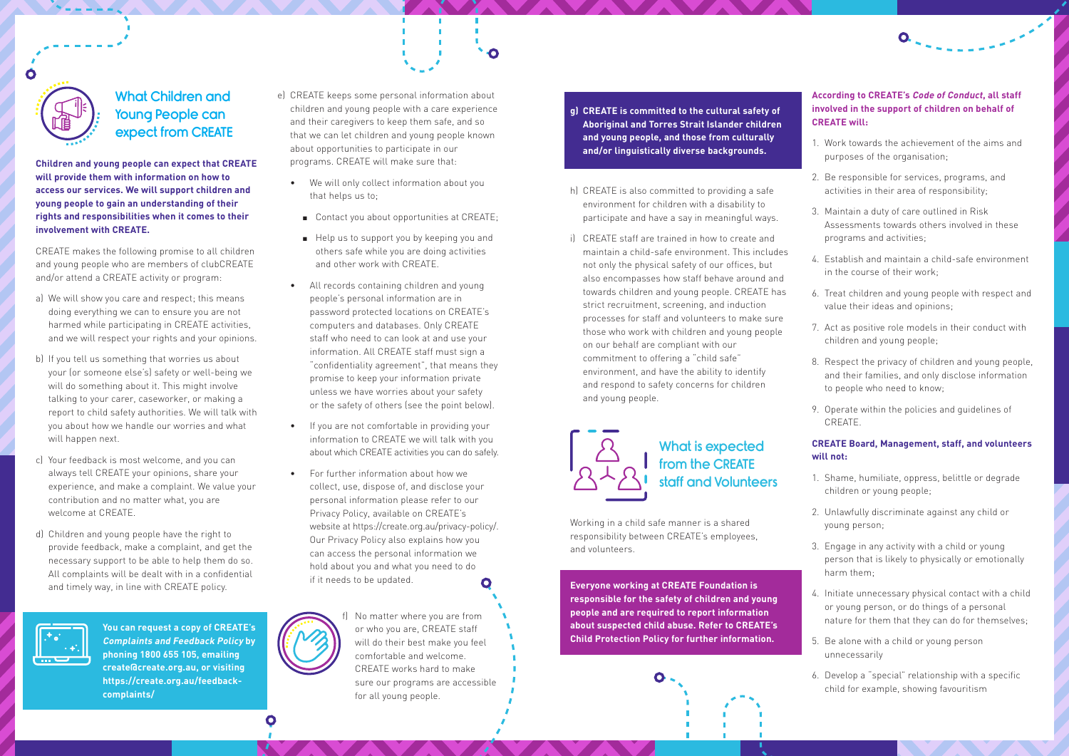## What Children and Young People can expect from CREATE

**Children and young people can expect that CREATE will provide them with information on how to access our services. We will support children and young people to gain an understanding of their rights and responsibilities when it comes to their involvement with CREATE.**

CREATE makes the following promise to all children and young people who are members of clubCREATE and/or attend a CREATE activity or program:

a) We will show you care and respect; this means doing everything we can to ensure you are not harmed while participating in CREATE activities, and we will respect your rights and your opinions.

b) If you tell us something that worries us about your (or someone else's) safety or well-being we will do something about it. This might involve talking to your carer, caseworker, or making a report to child safety authorities. We will talk with you about how we handle our worries and what will happen next.

c) Your feedback is most welcome, and you can always tell CREATE your opinions, share your experience, and make a complaint. We value your contribution and no matter what, you are welcome at CREATE.

d) Children and young people have the right to provide feedback, make a complaint, and get the necessary support to be able to help them do so. All complaints will be dealt with in a confidential and timely way, in line with CREATE policy.

**You can request a copy of CREATE's *Complaints and Feedback Policy* by phoning 1800 655 105, emailing create@create.org.au, or visiting https://create.org.au/feedback-complaints/**

e) CREATE keeps some personal information about children and young people with a care experience and their caregivers to keep them safe, and so that we can let children and young people known about opportunities to participate in our programs. CREATE will make sure that:

- We will only collect information about you that helps us to;
  - Contact you about opportunities at CREATE;
  - Help us to support you by keeping you and others safe while you are doing activities and other work with CREATE.
- All records containing children and young people's personal information are in password protected locations on CREATE's computers and databases. Only CREATE staff who need to can look at and use your information. All CREATE staff must sign a "confidentiality agreement", that means they promise to keep your information private unless we have worries about your safety or the safety of others (see the point below).
- If you are not comfortable in providing your information to CREATE we will talk with you about which CREATE activities you can do safely.
- For further information about how we collect, use, dispose of, and disclose your personal information please refer to our Privacy Policy, available on CREATE's website at https://create.org.au/privacy-policy/. Our Privacy Policy also explains how you can access the personal information we hold about you and what you need to do if it needs to be updated.

f) No matter where you are from or who you are, CREATE staff will do their best make you feel comfortable and welcome. CREATE works hard to make sure our programs are accessible for all young people.

**g) CREATE is committed to the cultural safety of Aboriginal and Torres Strait Islander children and young people, and those from culturally and/or linguistically diverse backgrounds.**

h) CREATE is also committed to providing a safe environment for children with a disability to participate and have a say in meaningful ways.

i) CREATE staff are trained in how to create and maintain a child-safe environment. This includes not only the physical safety of our offices, but also encompasses how staff behave around and towards children and young people. CREATE has strict recruitment, screening, and induction processes for staff and volunteers to make sure those who work with children and young people on our behalf are compliant with our commitment to offering a "child safe" environment, and have the ability to identify and respond to safety concerns for children and young people.

## What is expected from the CREATE staff and Volunteers

Working in a child safe manner is a shared responsibility between CREATE's employees, and volunteers.

**Everyone working at CREATE Foundation is responsible for the safety of children and young people and are required to report information about suspected child abuse. Refer to CREATE's Child Protection Policy for further information.**

**According to CREATE's *Code of Conduct*, all staff involved in the support of children on behalf of CREATE will:**

1. Work towards the achievement of the aims and purposes of the organisation;
2. Be responsible for services, programs, and activities in their area of responsibility;
3. Maintain a duty of care outlined in Risk Assessments towards others involved in these programs and activities;
4. Establish and maintain a child-safe environment in the course of their work;
6. Treat children and young people with respect and value their ideas and opinions;
7. Act as positive role models in their conduct with children and young people;
8. Respect the privacy of children and young people, and their families, and only disclose information to people who need to know;
9. Operate within the policies and guidelines of CREATE.

**CREATE Board, Management, staff, and volunteers will not:**

1. Shame, humiliate, oppress, belittle or degrade children or young people;
2. Unlawfully discriminate against any child or young person;
3. Engage in any activity with a child or young person that is likely to physically or emotionally harm them;
4. Initiate unnecessary physical contact with a child or young person, or do things of a personal nature for them that they can do for themselves;
5. Be alone with a child or young person unnecessarily
6. Develop a "special" relationship with a specific child for example, showing favouritism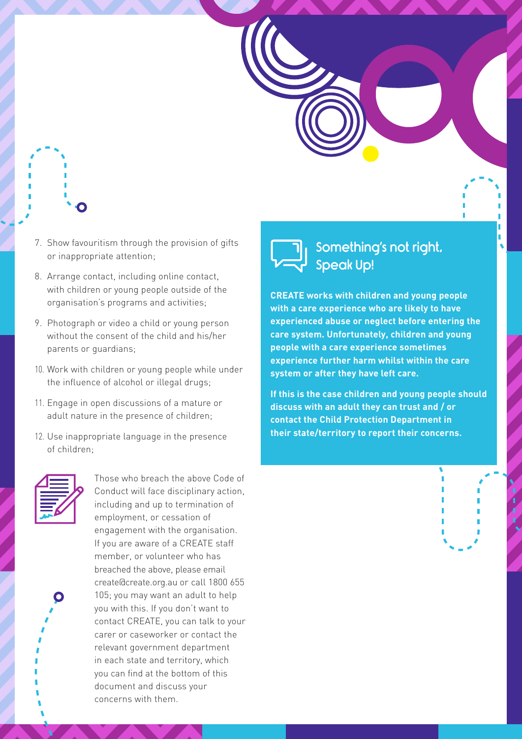7. Show favouritism through the provision of gifts or inappropriate attention;
8. Arrange contact, including online contact, with children or young people outside of the organisation's programs and activities;
9. Photograph or video a child or young person without the consent of the child and his/her parents or guardians;
10. Work with children or young people while under the influence of alcohol or illegal drugs;
11. Engage in open discussions of a mature or adult nature in the presence of children;
12. Use inappropriate language in the presence of children;

Those who breach the above Code of Conduct will face disciplinary action, including and up to termination of employment, or cessation of engagement with the organisation. If you are aware of a CREATE staff member, or volunteer who has breached the above, please email create@create.org.au or call 1800 655 105; you may want an adult to help you with this. If you don't want to contact CREATE, you can talk to your carer or caseworker or contact the relevant government department in each state and territory, which you can find at the bottom of this document and discuss your concerns with them.

## Something's not right, Speak Up!

**CREATE works with children and young people with a care experience who are likely to have experienced abuse or neglect before entering the care system. Unfortunately, children and young people with a care experience sometimes experience further harm whilst within the care system or after they have left care.**

**If this is the case children and young people should discuss with an adult they can trust and / or contact the Child Protection Department in their state/territory to report their concerns.**